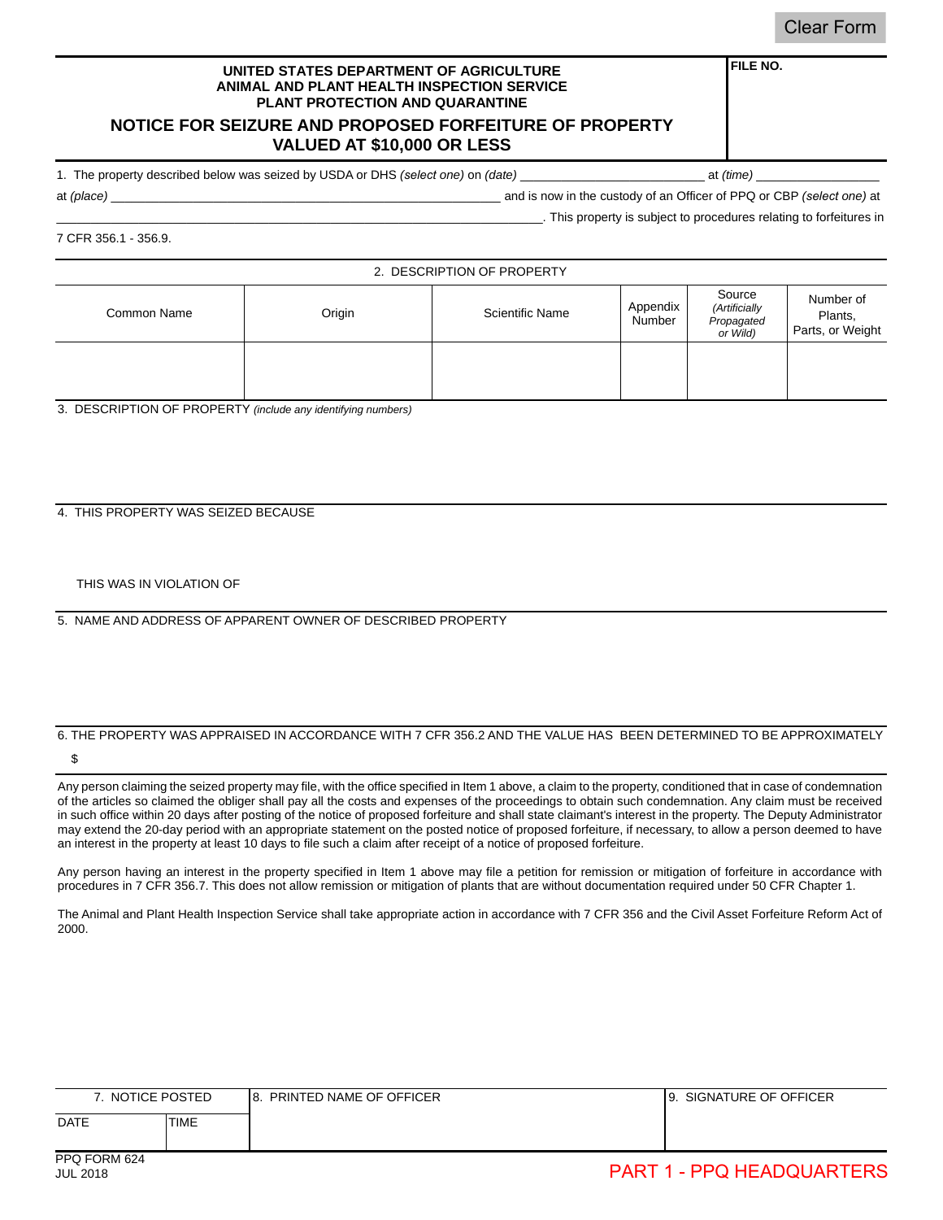Clear Form

**UNITED STATES DEPARTMENT OF AGRICULTURE**
**ANIMAL AND PLANT HEALTH INSPECTION SERVICE**
**PLANT PROTECTION AND QUARANTINE**

**FILE NO.**

# NOTICE FOR SEIZURE AND PROPOSED FORFEITURE OF PROPERTY VALUED AT $10,000 OR LESS

1. The property described below was seized by USDA or DHS *(select one)* on *(date)* ________________________ at *(time)* ________________

at *(place)* ________________________________________________ and is now in the custody of an Officer of PPQ or CBP *(select one)* at ____________________________________________________________. This property is subject to procedures relating to forfeitures in 7 CFR 356.1 - 356.9.

2. DESCRIPTION OF PROPERTY

| Common Name | Origin | Scientific Name | Appendix Number | Source *(Artificially Propagated or Wild)* | Number of Plants, Parts, or Weight |
|---|---|---|---|---|---|
| | | | | | |

3. DESCRIPTION OF PROPERTY *(include any identifying numbers)*

4. THIS PROPERTY WAS SEIZED BECAUSE

THIS WAS IN VIOLATION OF

5. NAME AND ADDRESS OF APPARENT OWNER OF DESCRIBED PROPERTY

6. THE PROPERTY WAS APPRAISED IN ACCORDANCE WITH 7 CFR 356.2 AND THE VALUE HAS BEEN DETERMINED TO BE APPROXIMATELY

$

Any person claiming the seized property may file, with the office specified in Item 1 above, a claim to the property, conditioned that in case of condemnation of the articles so claimed the obliger shall pay all the costs and expenses of the proceedings to obtain such condemnation. Any claim must be received in such office within 20 days after posting of the notice of proposed forfeiture and shall state claimant's interest in the property. The Deputy Administrator may extend the 20-day period with an appropriate statement on the posted notice of proposed forfeiture, if necessary, to allow a person deemed to have an interest in the property at least 10 days to file such a claim after receipt of a notice of proposed forfeiture.

Any person having an interest in the property specified in Item 1 above may file a petition for remission or mitigation of forfeiture in accordance with procedures in 7 CFR 356.7. This does not allow remission or mitigation of plants that are without documentation required under 50 CFR Chapter 1.

The Animal and Plant Health Inspection Service shall take appropriate action in accordance with 7 CFR 356 and the Civil Asset Forfeiture Reform Act of 2000.

| 7. NOTICE POSTED | | 8. PRINTED NAME OF OFFICER | 9. SIGNATURE OF OFFICER |
|---|---|---|---|
| DATE | TIME | | |

PPQ FORM 624
JUL 2018

PART 1 - PPQ HEADQUARTERS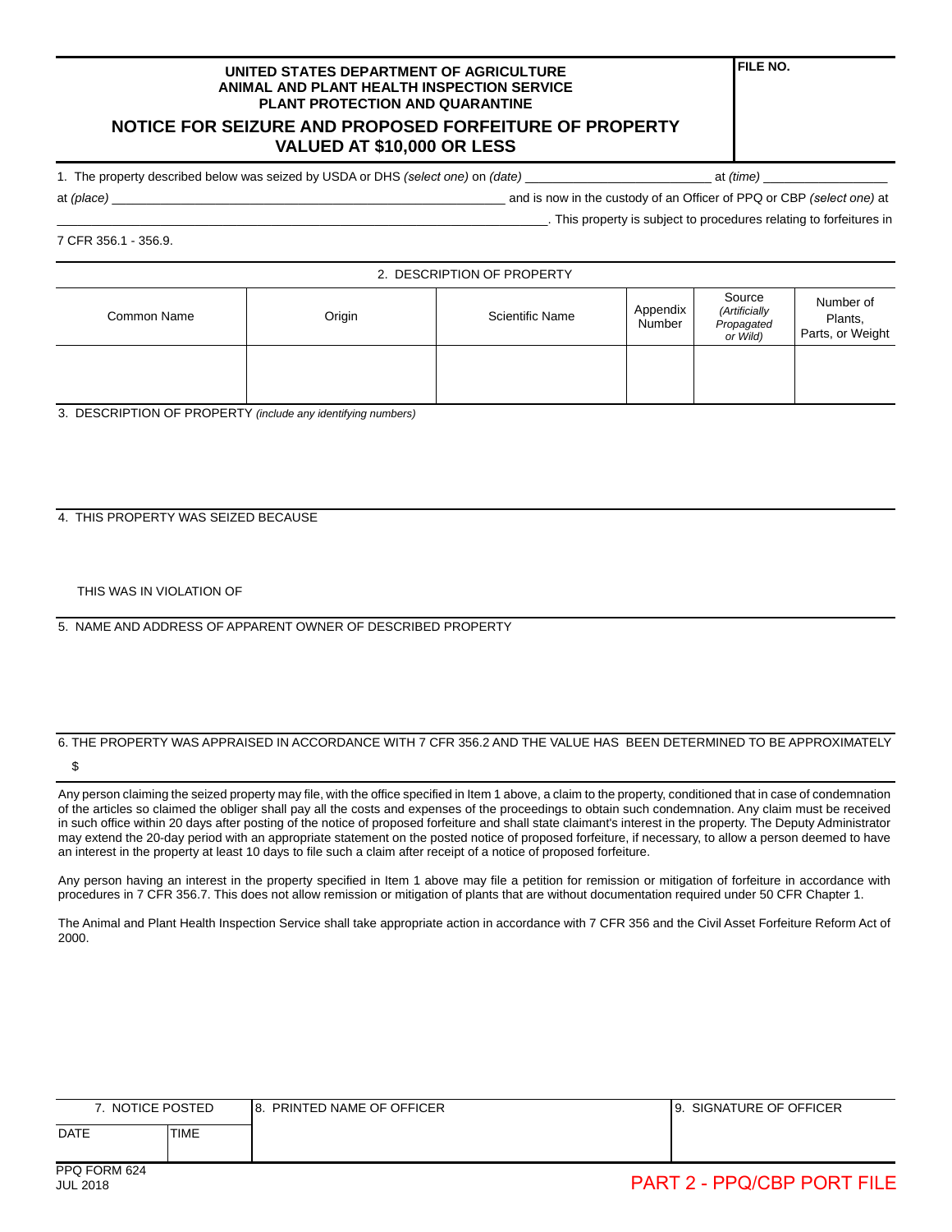**UNITED STATES DEPARTMENT OF AGRICULTURE**
**ANIMAL AND PLANT HEALTH INSPECTION SERVICE**
**PLANT PROTECTION AND QUARANTINE**

# NOTICE FOR SEIZURE AND PROPOSED FORFEITURE OF PROPERTY VALUED AT $10,000 OR LESS

**FILE NO.**

1. The property described below was seized by USDA or DHS *(select one)* on *(date)* _________________________ at *(time)* _________________

at *(place)* ______________________________________________________ and is now in the custody of an Officer of PPQ or CBP *(select one)* at ________________________________________________________________. This property is subject to procedures relating to forfeitures in 7 CFR 356.1 - 356.9.

2. DESCRIPTION OF PROPERTY

| Common Name | Origin | Scientific Name | Appendix Number | Source *(Artificially Propagated or Wild)* | Number of Plants, Parts, or Weight |
|---|---|---|---|---|---|
| | | | | | |

3. DESCRIPTION OF PROPERTY *(include any identifying numbers)*

4. THIS PROPERTY WAS SEIZED BECAUSE

THIS WAS IN VIOLATION OF

5. NAME AND ADDRESS OF APPARENT OWNER OF DESCRIBED PROPERTY

6. THE PROPERTY WAS APPRAISED IN ACCORDANCE WITH 7 CFR 356.2 AND THE VALUE HAS BEEN DETERMINED TO BE APPROXIMATELY

$

Any person claiming the seized property may file, with the office specified in Item 1 above, a claim to the property, conditioned that in case of condemnation of the articles so claimed the obliger shall pay all the costs and expenses of the proceedings to obtain such condemnation. Any claim must be received in such office within 20 days after posting of the notice of proposed forfeiture and shall state claimant's interest in the property. The Deputy Administrator may extend the 20-day period with an appropriate statement on the posted notice of proposed forfeiture, if necessary, to allow a person deemed to have an interest in the property at least 10 days to file such a claim after receipt of a notice of proposed forfeiture.

Any person having an interest in the property specified in Item 1 above may file a petition for remission or mitigation of forfeiture in accordance with procedures in 7 CFR 356.7. This does not allow remission or mitigation of plants that are without documentation required under 50 CFR Chapter 1.

The Animal and Plant Health Inspection Service shall take appropriate action in accordance with 7 CFR 356 and the Civil Asset Forfeiture Reform Act of 2000.

| 7. NOTICE POSTED | | 8. PRINTED NAME OF OFFICER | 9. SIGNATURE OF OFFICER |
|---|---|---|---|
| DATE | TIME | | |

PPQ FORM 624
JUL 2018

PART 2 - PPQ/CBP PORT FILE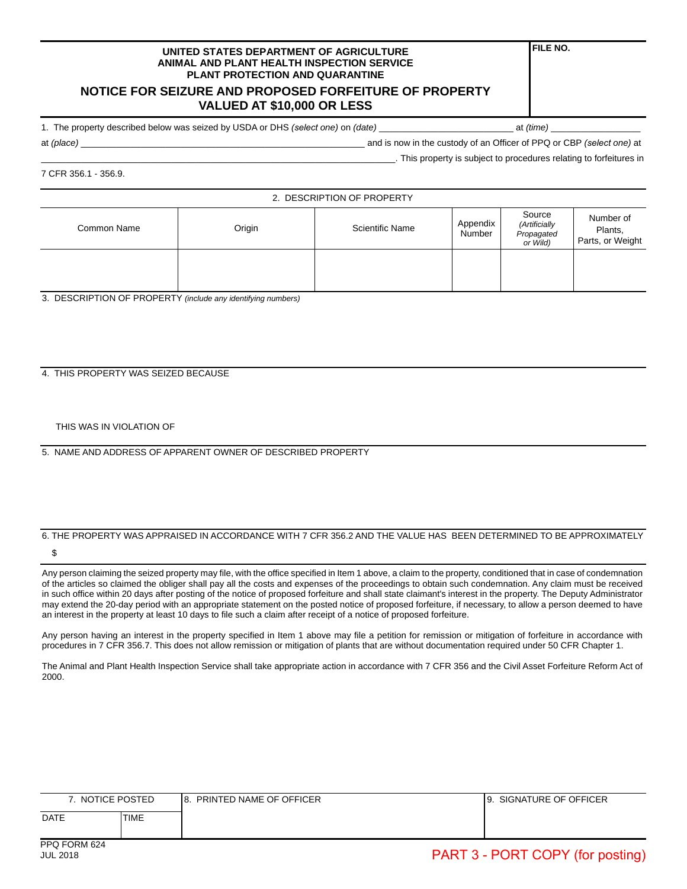**UNITED STATES DEPARTMENT OF AGRICULTURE**
**ANIMAL AND PLANT HEALTH INSPECTION SERVICE**
**PLANT PROTECTION AND QUARANTINE**

# NOTICE FOR SEIZURE AND PROPOSED FORFEITURE OF PROPERTY VALUED AT $10,000 OR LESS

**FILE NO.**

1. The property described below was seized by USDA or DHS *(select one)* on *(date)* ________________________ at *(time)* ________________ at *(place)* ______________________________________________________ and is now in the custody of an Officer of PPQ or CBP *(select one)* at ______________________________________________________________________. This property is subject to procedures relating to forfeitures in 7 CFR 356.1 - 356.9.

2. DESCRIPTION OF PROPERTY

| Common Name | Origin | Scientific Name | Appendix Number | Source *(Artificially Propagated or Wild)* | Number of Plants, Parts, or Weight |
|---|---|---|---|---|---|
| | | | | | |

3. DESCRIPTION OF PROPERTY *(include any identifying numbers)*

4. THIS PROPERTY WAS SEIZED BECAUSE

THIS WAS IN VIOLATION OF

5. NAME AND ADDRESS OF APPARENT OWNER OF DESCRIBED PROPERTY

6. THE PROPERTY WAS APPRAISED IN ACCORDANCE WITH 7 CFR 356.2 AND THE VALUE HAS BEEN DETERMINED TO BE APPROXIMATELY

$

Any person claiming the seized property may file, with the office specified in Item 1 above, a claim to the property, conditioned that in case of condemnation of the articles so claimed the obliger shall pay all the costs and expenses of the proceedings to obtain such condemnation. Any claim must be received in such office within 20 days after posting of the notice of proposed forfeiture and shall state claimant's interest in the property. The Deputy Administrator may extend the 20-day period with an appropriate statement on the posted notice of proposed forfeiture, if necessary, to allow a person deemed to have an interest in the property at least 10 days to file such a claim after receipt of a notice of proposed forfeiture.

Any person having an interest in the property specified in Item 1 above may file a petition for remission or mitigation of forfeiture in accordance with procedures in 7 CFR 356.7. This does not allow remission or mitigation of plants that are without documentation required under 50 CFR Chapter 1.

The Animal and Plant Health Inspection Service shall take appropriate action in accordance with 7 CFR 356 and the Civil Asset Forfeiture Reform Act of 2000.

| 7. NOTICE POSTED | | 8. PRINTED NAME OF OFFICER | 9. SIGNATURE OF OFFICER |
|---|---|---|---|
| DATE | TIME | | |

PPQ FORM 624
JUL 2018

PART 3 - PORT COPY (for posting)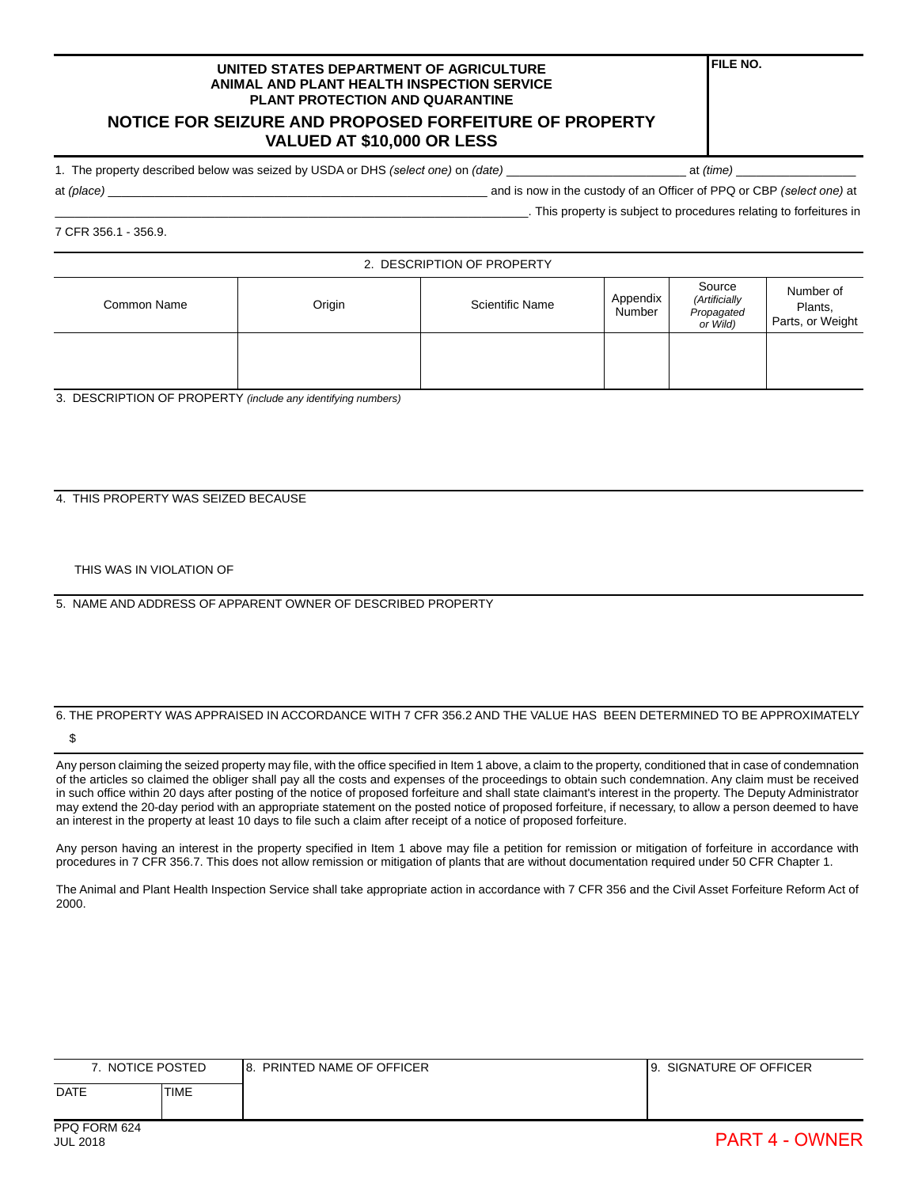**UNITED STATES DEPARTMENT OF AGRICULTURE**
**ANIMAL AND PLANT HEALTH INSPECTION SERVICE**
**PLANT PROTECTION AND QUARANTINE**

# NOTICE FOR SEIZURE AND PROPOSED FORFEITURE OF PROPERTY VALUED AT $10,000 OR LESS

**FILE NO.**

1. The property described below was seized by USDA or DHS *(select one)* on *(date)* __________________________ at *(time)* __________________ at *(place)* __________________________________________________________ and is now in the custody of an Officer of PPQ or CBP *(select one)* at __________________________________________________________________________. This property is subject to procedures relating to forfeitures in 7 CFR 356.1 - 356.9.

2. DESCRIPTION OF PROPERTY

| Common Name | Origin | Scientific Name | Appendix Number | Source *(Artificially Propagated or Wild)* | Number of Plants, Parts, or Weight |
|---|---|---|---|---|---|
| | | | | | |

3. DESCRIPTION OF PROPERTY *(include any identifying numbers)*

4. THIS PROPERTY WAS SEIZED BECAUSE

THIS WAS IN VIOLATION OF

5. NAME AND ADDRESS OF APPARENT OWNER OF DESCRIBED PROPERTY

6. THE PROPERTY WAS APPRAISED IN ACCORDANCE WITH 7 CFR 356.2 AND THE VALUE HAS BEEN DETERMINED TO BE APPROXIMATELY

$

Any person claiming the seized property may file, with the office specified in Item 1 above, a claim to the property, conditioned that in case of condemnation of the articles so claimed the obliger shall pay all the costs and expenses of the proceedings to obtain such condemnation. Any claim must be received in such office within 20 days after posting of the notice of proposed forfeiture and shall state claimant's interest in the property. The Deputy Administrator may extend the 20-day period with an appropriate statement on the posted notice of proposed forfeiture, if necessary, to allow a person deemed to have an interest in the property at least 10 days to file such a claim after receipt of a notice of proposed forfeiture.

Any person having an interest in the property specified in Item 1 above may file a petition for remission or mitigation of forfeiture in accordance with procedures in 7 CFR 356.7. This does not allow remission or mitigation of plants that are without documentation required under 50 CFR Chapter 1.

The Animal and Plant Health Inspection Service shall take appropriate action in accordance with 7 CFR 356 and the Civil Asset Forfeiture Reform Act of 2000.

| 7. NOTICE POSTED | | 8. PRINTED NAME OF OFFICER | 9. SIGNATURE OF OFFICER |
|---|---|---|---|
| DATE | TIME | | |

PPQ FORM 624
JUL 2018

PART 4 - OWNER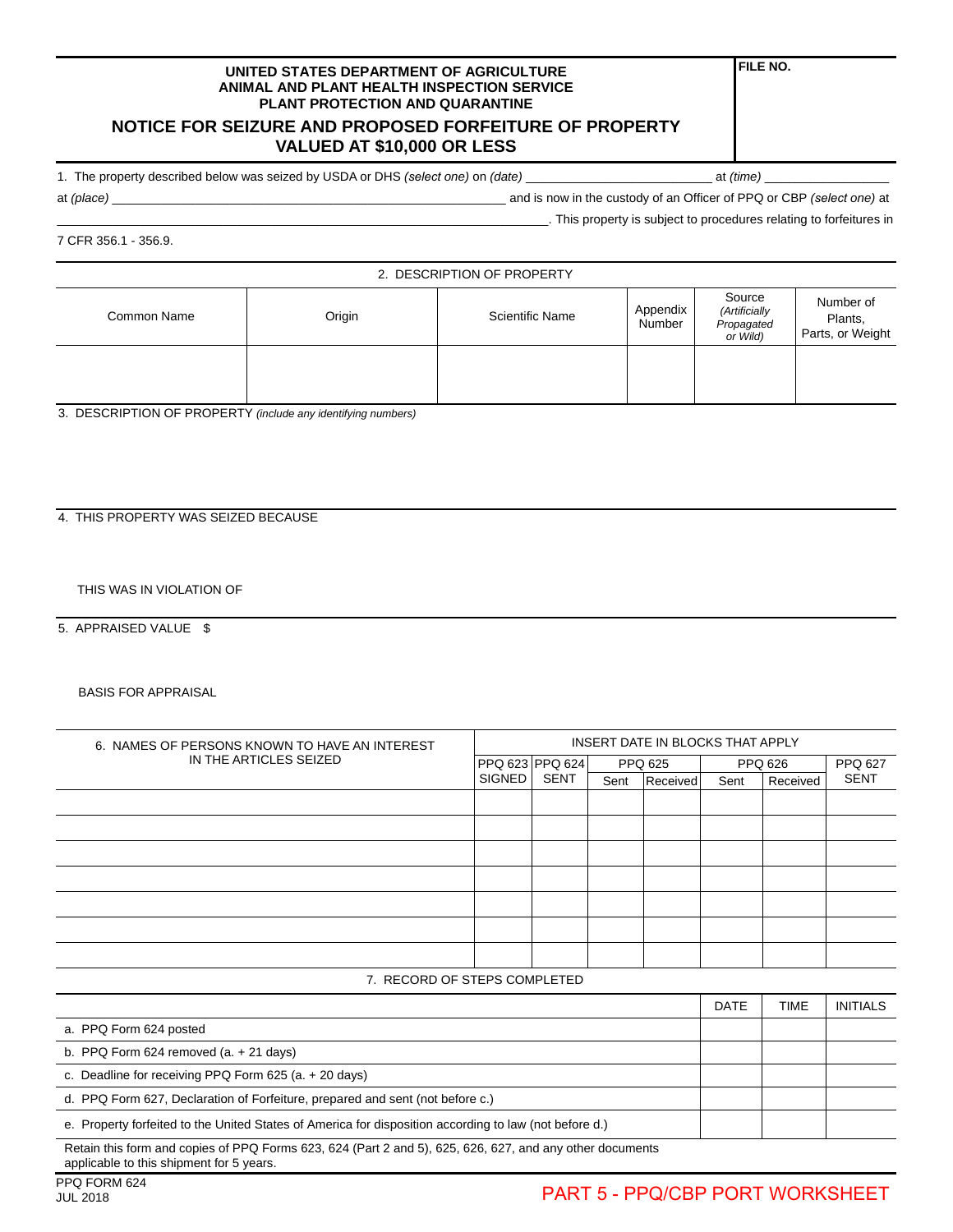**FILE NO.**

UNITED STATES DEPARTMENT OF AGRICULTURE
ANIMAL AND PLANT HEALTH INSPECTION SERVICE
PLANT PROTECTION AND QUARANTINE

# NOTICE FOR SEIZURE AND PROPOSED FORFEITURE OF PROPERTY VALUED AT $10,000 OR LESS

1. The property described below was seized by USDA or DHS *(select one)* on *(date)* ________________________ at *(time)* ________________ at *(place)* ________________________________________________ and is now in the custody of an Officer of PPQ or CBP *(select one)* at ____________________________________________________________. This property is subject to procedures relating to forfeitures in 7 CFR 356.1 - 356.9.

2. DESCRIPTION OF PROPERTY

| Common Name | Origin | Scientific Name | Appendix Number | Source *(Artificially Propagated or Wild)* | Number of Plants, Parts, or Weight |
|---|---|---|---|---|---|
| | | | | | |

3. DESCRIPTION OF PROPERTY *(include any identifying numbers)*

4. THIS PROPERTY WAS SEIZED BECAUSE

THIS WAS IN VIOLATION OF

5. APPRAISED VALUE $

BASIS FOR APPRAISAL

| 6. NAMES OF PERSONS KNOWN TO HAVE AN INTEREST IN THE ARTICLES SEIZED | INSERT DATE IN BLOCKS THAT APPLY | | | | | | |
|---|---|---|---|---|---|---|---|
| | PPQ 623 SIGNED | PPQ 624 SENT | PPQ 625 Sent | PPQ 625 Received | PPQ 626 Sent | PPQ 626 Received | PPQ 627 SENT |
| | | | | | | | |
| | | | | | | | |
| | | | | | | | |
| | | | | | | | |
| | | | | | | | |
| | | | | | | | |
| | | | | | | | |

7. RECORD OF STEPS COMPLETED

| | DATE | TIME | INITIALS |
|---|---|---|---|
| a. PPQ Form 624 posted | | | |
| b. PPQ Form 624 removed (a. + 21 days) | | | |
| c. Deadline for receiving PPQ Form 625 (a. + 20 days) | | | |
| d. PPQ Form 627, Declaration of Forfeiture, prepared and sent (not before c.) | | | |
| e. Property forfeited to the United States of America for disposition according to law (not before d.) | | | |

Retain this form and copies of PPQ Forms 623, 624 (Part 2 and 5), 625, 626, 627, and any other documents applicable to this shipment for 5 years.

PPQ FORM 624
JUL 2018

PART 5 - PPQ/CBP PORT WORKSHEET